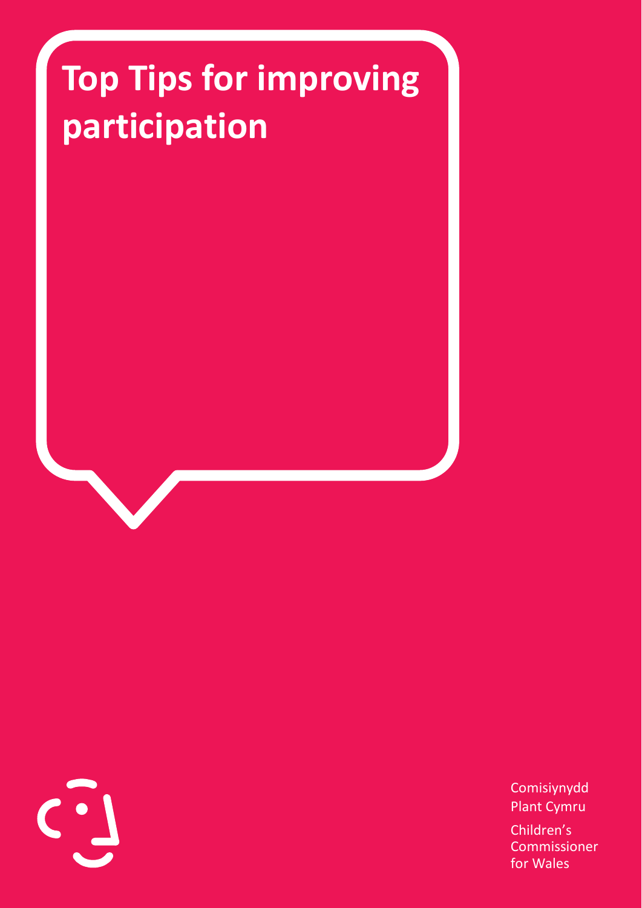# Top Tips for improving participation

Comisiynydd Plant Cymru

Children's Commissioner for Wales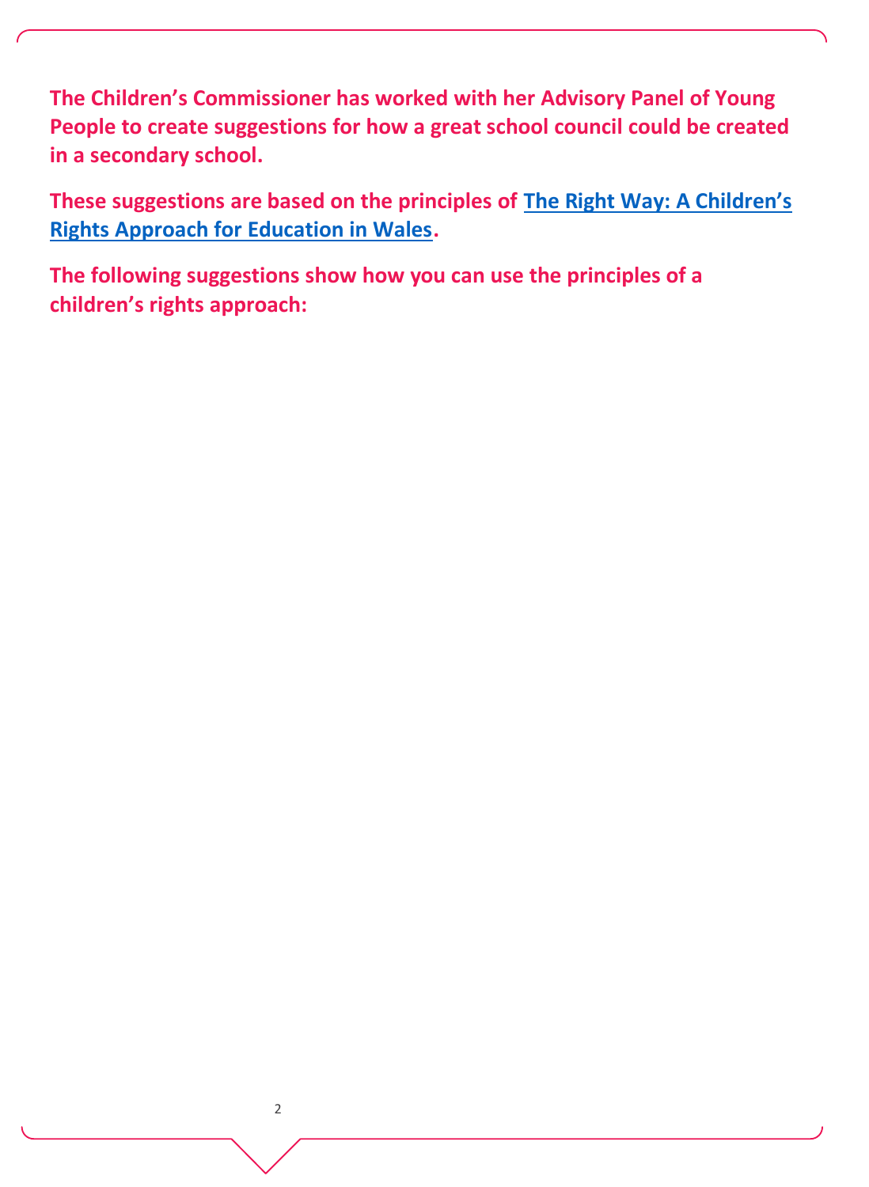**The Children's Commissioner has worked with her Advisory Panel of Young People to create suggestions for how a great school council could be created in a secondary school.**

**These suggestions are based on the principles of [The Right Way: A Children's Rights Approach for Education in Wales].**

**The following suggestions show how you can use the principles of a children's rights approach:**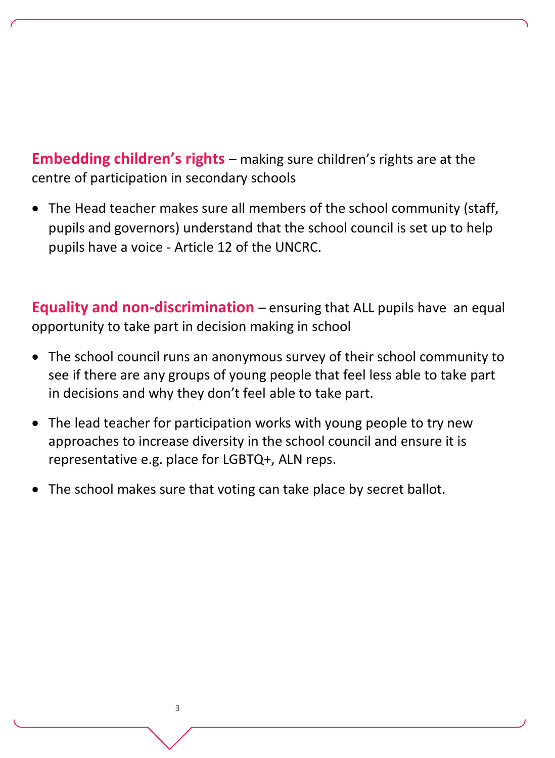**Embedding children's rights** – making sure children's rights are at the centre of participation in secondary schools

- The Head teacher makes sure all members of the school community (staff, pupils and governors) understand that the school council is set up to help pupils have a voice - Article 12 of the UNCRC.

**Equality and non-discrimination** – ensuring that ALL pupils have an equal opportunity to take part in decision making in school

- The school council runs an anonymous survey of their school community to see if there are any groups of young people that feel less able to take part in decisions and why they don't feel able to take part.
- The lead teacher for participation works with young people to try new approaches to increase diversity in the school council and ensure it is representative e.g. place for LGBTQ+, ALN reps.
- The school makes sure that voting can take place by secret ballot.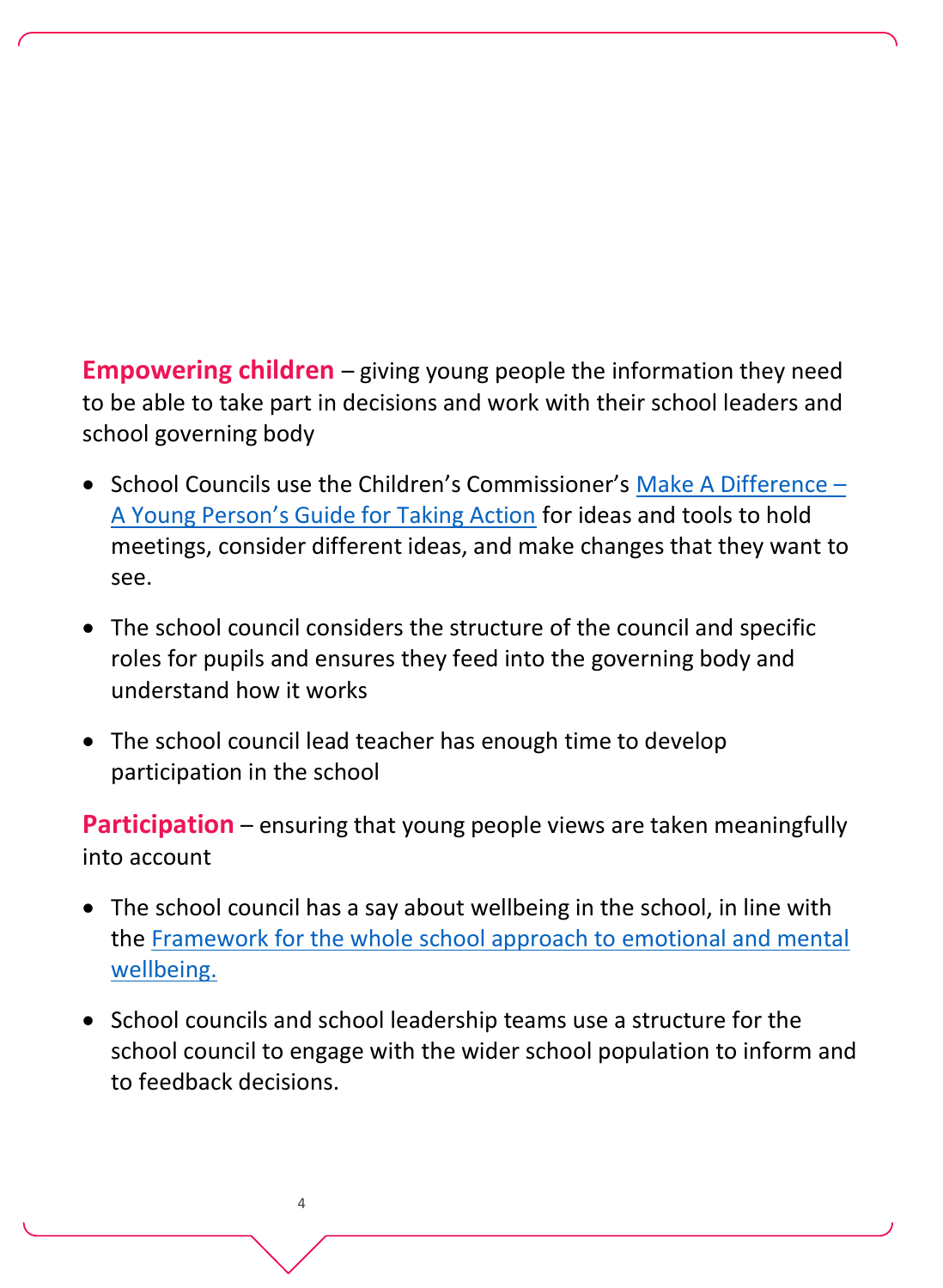**Empowering children** – giving young people the information they need to be able to take part in decisions and work with their school leaders and school governing body

- School Councils use the Children's Commissioner's Make A Difference – A Young Person's Guide for Taking Action for ideas and tools to hold meetings, consider different ideas, and make changes that they want to see.
- The school council considers the structure of the council and specific roles for pupils and ensures they feed into the governing body and understand how it works
- The school council lead teacher has enough time to develop participation in the school

**Participation** – ensuring that young people views are taken meaningfully into account

- The school council has a say about wellbeing in the school, in line with the Framework for the whole school approach to emotional and mental wellbeing.
- School councils and school leadership teams use a structure for the school council to engage with the wider school population to inform and to feedback decisions.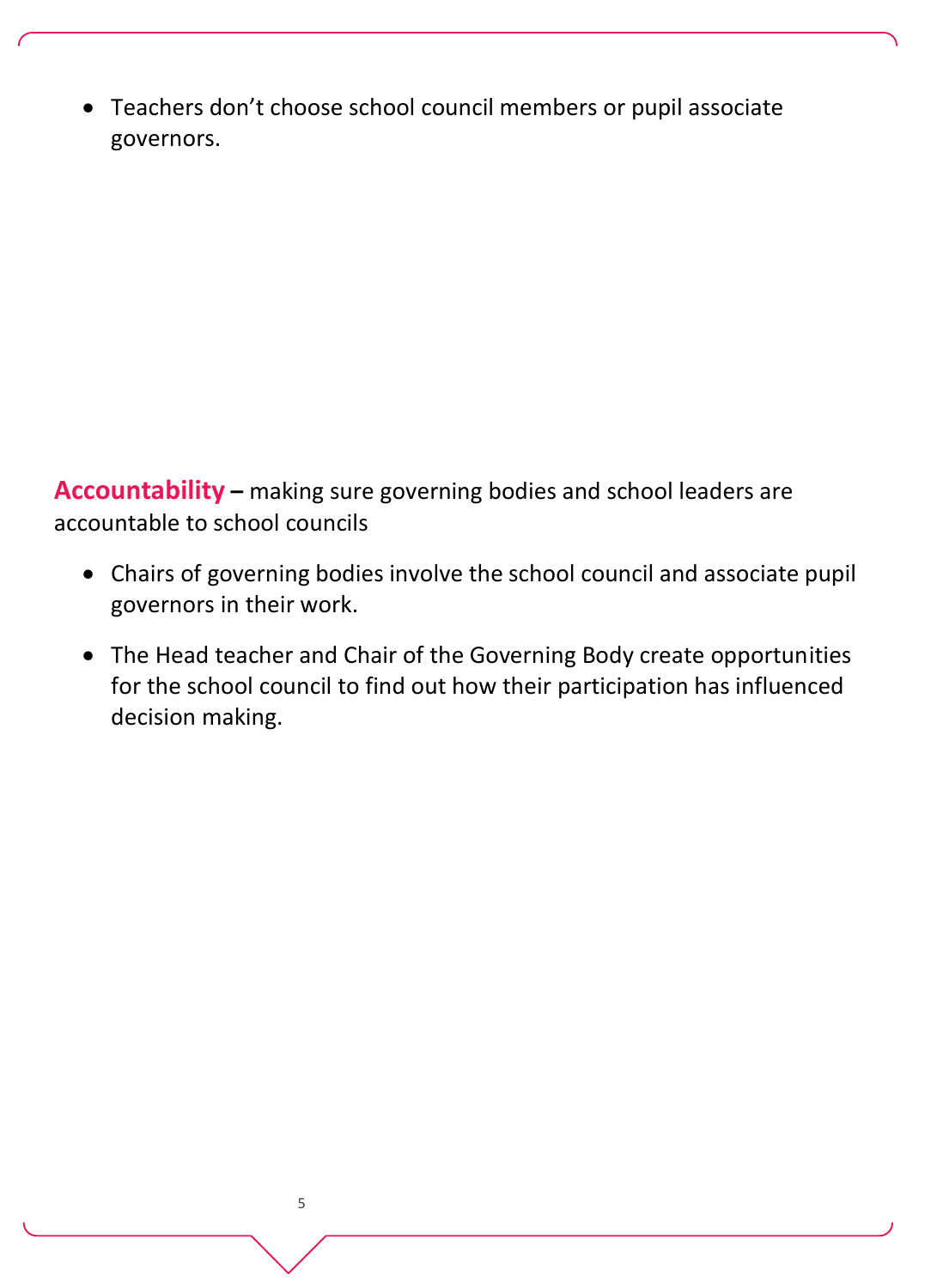- Teachers don’t choose school council members or pupil associate governors.

**Accountability –** making sure governing bodies and school leaders are accountable to school councils

- Chairs of governing bodies involve the school council and associate pupil governors in their work.
- The Head teacher and Chair of the Governing Body create opportunities for the school council to find out how their participation has influenced decision making.